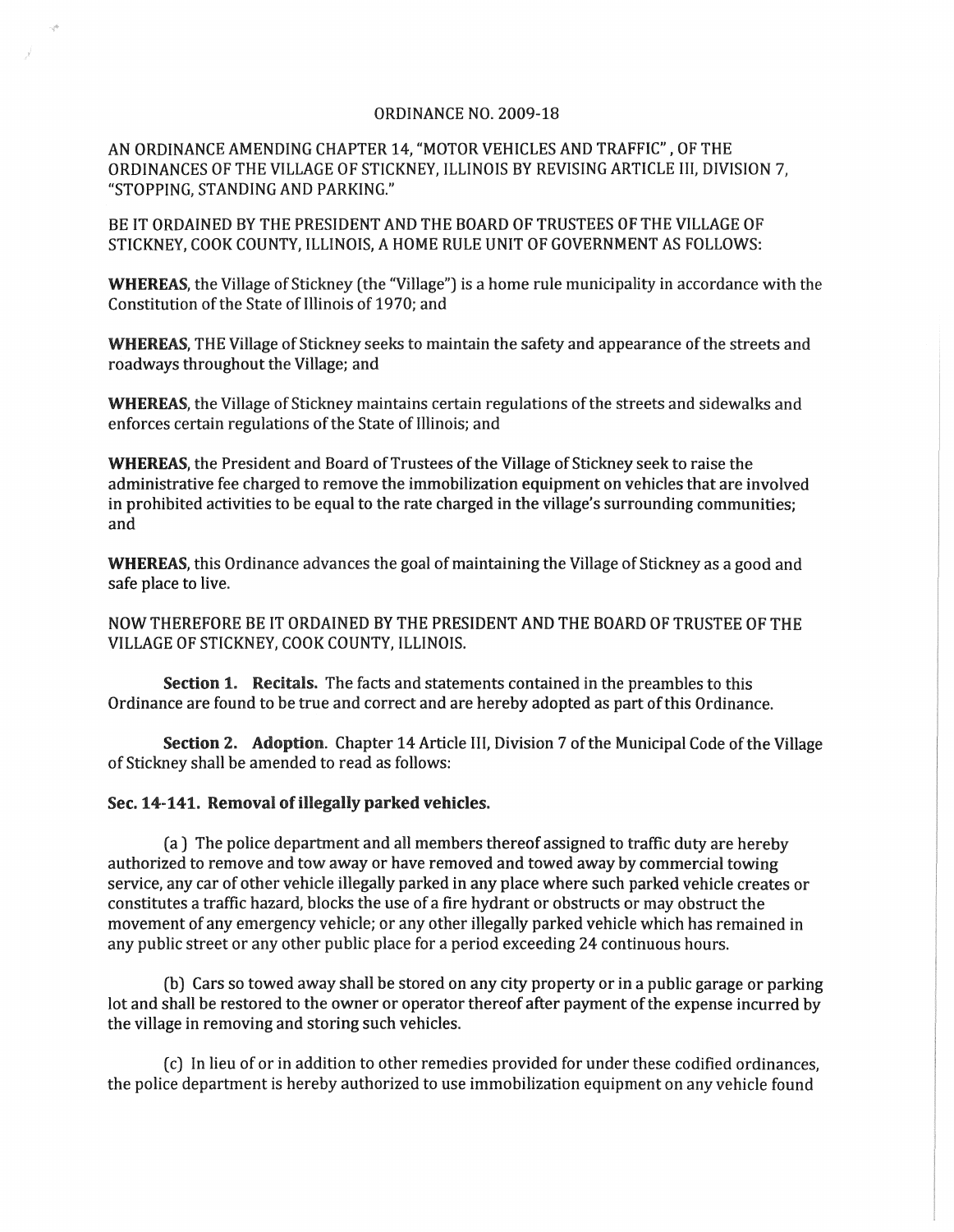ORDINANCE NO. 2009-18

AN ORDINANCE AMENDING CHAPTER 14, "MOTOR VEHICLES AND TRAFFIC" , OF THE ORDINANCES OF THE VILLAGE OF STICKNEY, ILLINOIS BY REVISING ARTICLE III, DIVISION 7, "STOPPING, STANDING AND PARKING."

BE IT ORDAINED BY THE PRESIDENT AND THE BOARD OF TRUSTEES OF THE VILLAGE OF STICKNEY, COOK COUNTY, ILLINOIS, A HOME RULE UNIT OF GOVERNMENT AS FOLLOWS:

**WHEREAS**, the Village of Stickney (the "Village") is a home rule municipality in accordance with the Constitution of the State of Illinois of 1970; and

**WHEREAS**, THE Village of Stickney seeks to maintain the safety and appearance of the streets and roadways throughout the Village; and

**WHEREAS**, the Village of Stickney maintains certain regulations of the streets and sidewalks and enforces certain regulations of the State of Illinois; and

**WHEREAS**, the President and Board of Trustees of the Village of Stickney seek to raise the administrative fee charged to remove the immobilization equipment on vehicles that are involved in prohibited activities to be equal to the rate charged in the village's surrounding communities; and

**WHEREAS**, this Ordinance advances the goal of maintaining the Village of Stickney as a good and safe place to live.

NOW THEREFORE BE IT ORDAINED BY THE PRESIDENT AND THE BOARD OF TRUSTEE OF THE VILLAGE OF STICKNEY, COOK COUNTY, ILLINOIS.

**Section 1. Recitals.** The facts and statements contained in the preambles to this Ordinance are found to be true and correct and are hereby adopted as part of this Ordinance.

**Section 2. Adoption.** Chapter 14 Article III, Division 7 of the Municipal Code of the Village of Stickney shall be amended to read as follows:

**Sec. 14-141. Removal of illegally parked vehicles.**

(a ) The police department and all members thereof assigned to traffic duty are hereby authorized to remove and tow away or have removed and towed away by commercial towing service, any car of other vehicle illegally parked in any place where such parked vehicle creates or constitutes a traffic hazard, blocks the use of a fire hydrant or obstructs or may obstruct the movement of any emergency vehicle; or any other illegally parked vehicle which has remained in any public street or any other public place for a period exceeding 24 continuous hours.

(b) Cars so towed away shall be stored on any city property or in a public garage or parking lot and shall be restored to the owner or operator thereof after payment of the expense incurred by the village in removing and storing such vehicles.

(c) In lieu of or in addition to other remedies provided for under these codified ordinances, the police department is hereby authorized to use immobilization equipment on any vehicle found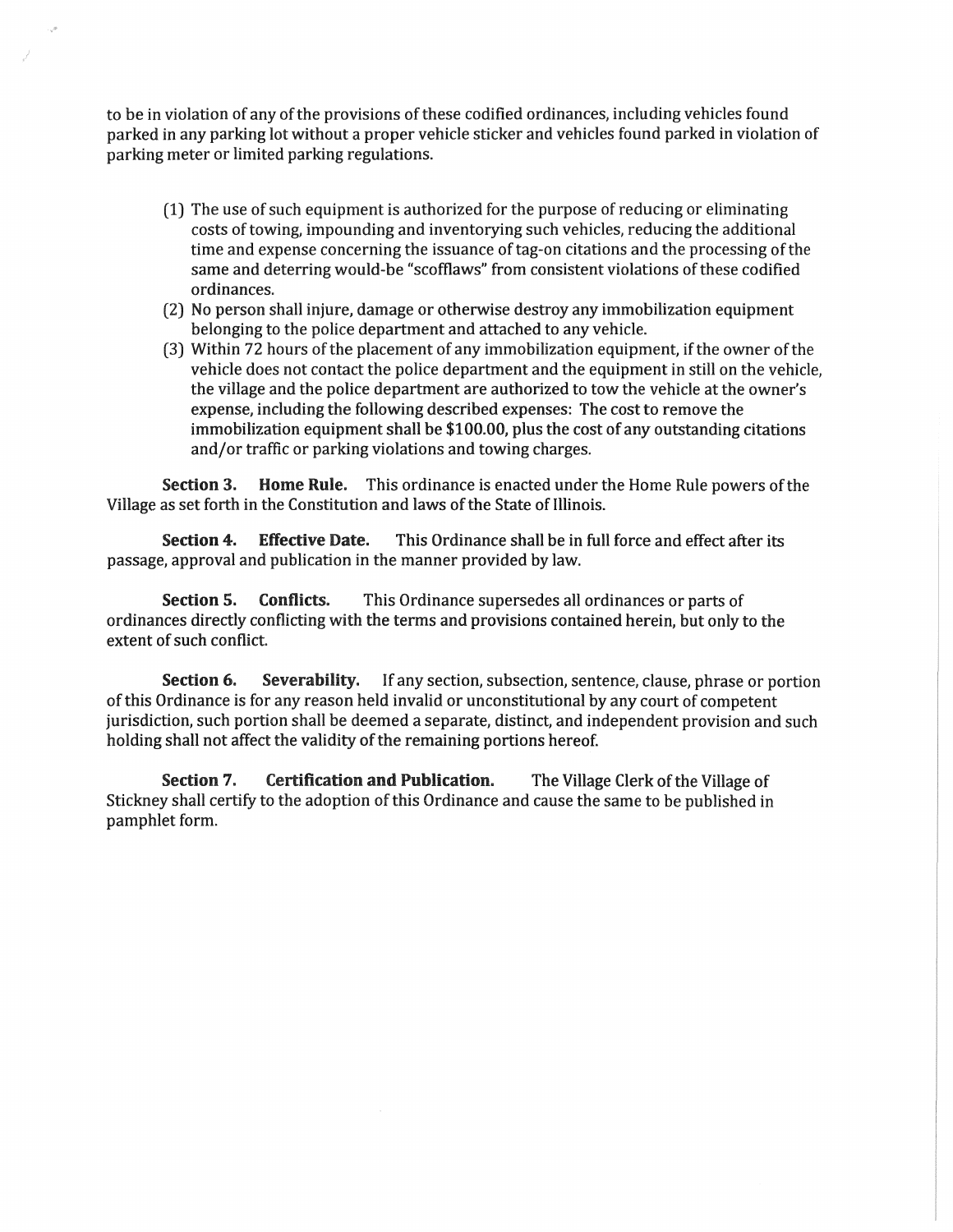to be in violation of any of the provisions of these codified ordinances, including vehicles found parked in any parking lot without a proper vehicle sticker and vehicles found parked in violation of parking meter or limited parking regulations.

(1) The use of such equipment is authorized for the purpose of reducing or eliminating costs of towing, impounding and inventorying such vehicles, reducing the additional time and expense concerning the issuance of tag-on citations and the processing of the same and deterring would-be "scofflaws" from consistent violations of these codified ordinances.

(2) No person shall injure, damage or otherwise destroy any immobilization equipment belonging to the police department and attached to any vehicle.

(3) Within 72 hours of the placement of any immobilization equipment, if the owner of the vehicle does not contact the police department and the equipment in still on the vehicle, the village and the police department are authorized to tow the vehicle at the owner's expense, including the following described expenses: The cost to remove the immobilization equipment shall be $100.00, plus the cost of any outstanding citations and/or traffic or parking violations and towing charges.

**Section 3. Home Rule.** This ordinance is enacted under the Home Rule powers of the Village as set forth in the Constitution and laws of the State of Illinois.

**Section 4. Effective Date.** This Ordinance shall be in full force and effect after its passage, approval and publication in the manner provided by law.

**Section 5. Conflicts.** This Ordinance supersedes all ordinances or parts of ordinances directly conflicting with the terms and provisions contained herein, but only to the extent of such conflict.

**Section 6. Severability.** If any section, subsection, sentence, clause, phrase or portion of this Ordinance is for any reason held invalid or unconstitutional by any court of competent jurisdiction, such portion shall be deemed a separate, distinct, and independent provision and such holding shall not affect the validity of the remaining portions hereof.

**Section 7. Certification and Publication.** The Village Clerk of the Village of Stickney shall certify to the adoption of this Ordinance and cause the same to be published in pamphlet form.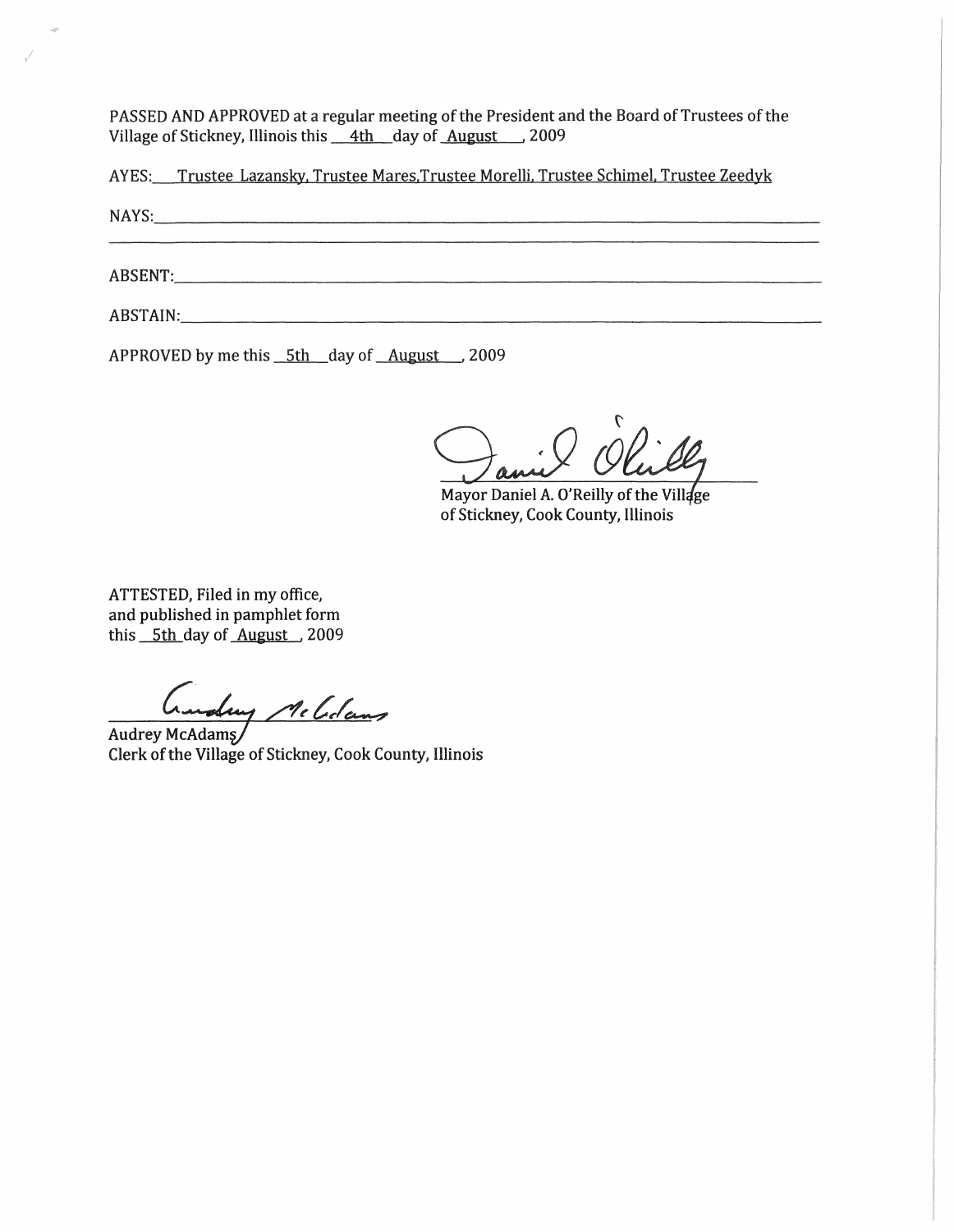PASSED AND APPROVED at a regular meeting of the President and the Board of Trustees of the Village of Stickney, Illinois this 4th day of August, 2009

AYES: Trustee Lazansky, Trustee Mares, Trustee Morelli, Trustee Schimel, Trustee Zeedyk

NAYS:

ABSENT:

ABSTAIN:

APPROVED by me this 5th day of August, 2009

Mayor Daniel A. O'Reilly of the Village
of Stickney, Cook County, Illinois

ATTESTED, Filed in my office,
and published in pamphlet form
this 5th day of August, 2009

Audrey McAdams
Clerk of the Village of Stickney, Cook County, Illinois